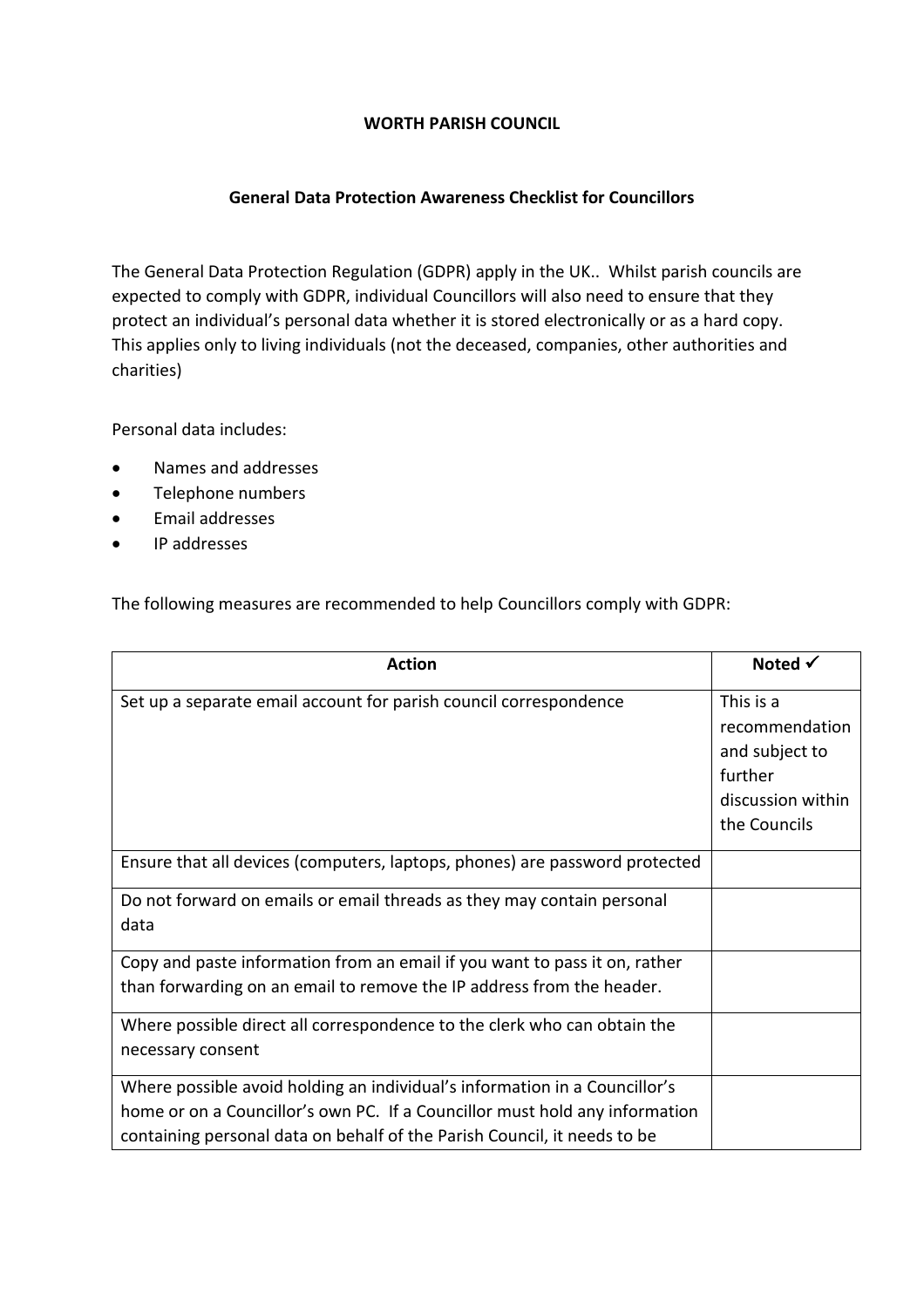**WORTH PARISH COUNCIL**

**General Data Protection Awareness Checklist for Councillors**

The General Data Protection Regulation (GDPR) apply in the UK.. Whilst parish councils are expected to comply with GDPR, individual Councillors will also need to ensure that they protect an individual's personal data whether it is stored electronically or as a hard copy. This applies only to living individuals (not the deceased, companies, other authorities and charities)

Personal data includes:

- Names and addresses
- Telephone numbers
- Email addresses
- IP addresses

The following measures are recommended to help Councillors comply with GDPR:

| Action | Noted ✓ |
|---|---|
| Set up a separate email account for parish council correspondence | This is a recommendation and subject to further discussion within the Councils |
| Ensure that all devices (computers, laptops, phones) are password protected | |
| Do not forward on emails or email threads as they may contain personal data | |
| Copy and paste information from an email if you want to pass it on, rather than forwarding on an email to remove the IP address from the header. | |
| Where possible direct all correspondence to the clerk who can obtain the necessary consent | |
| Where possible avoid holding an individual's information in a Councillor's home or on a Councillor's own PC. If a Councillor must hold any information containing personal data on behalf of the Parish Council, it needs to be | |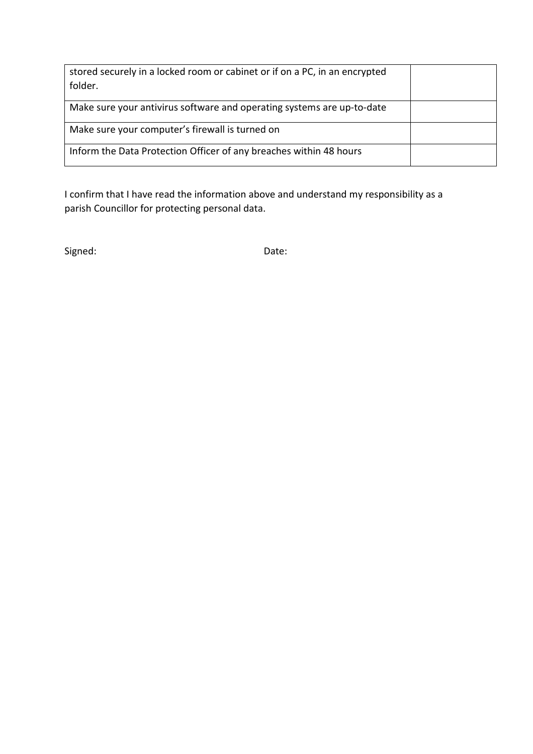| | |
|---|---|
| stored securely in a locked room or cabinet or if on a PC, in an encrypted folder. | |
| Make sure your antivirus software and operating systems are up-to-date | |
| Make sure your computer's firewall is turned on | |
| Inform the Data Protection Officer of any breaches within 48 hours | |

I confirm that I have read the information above and understand my responsibility as a parish Councillor for protecting personal data.

Signed: Date: